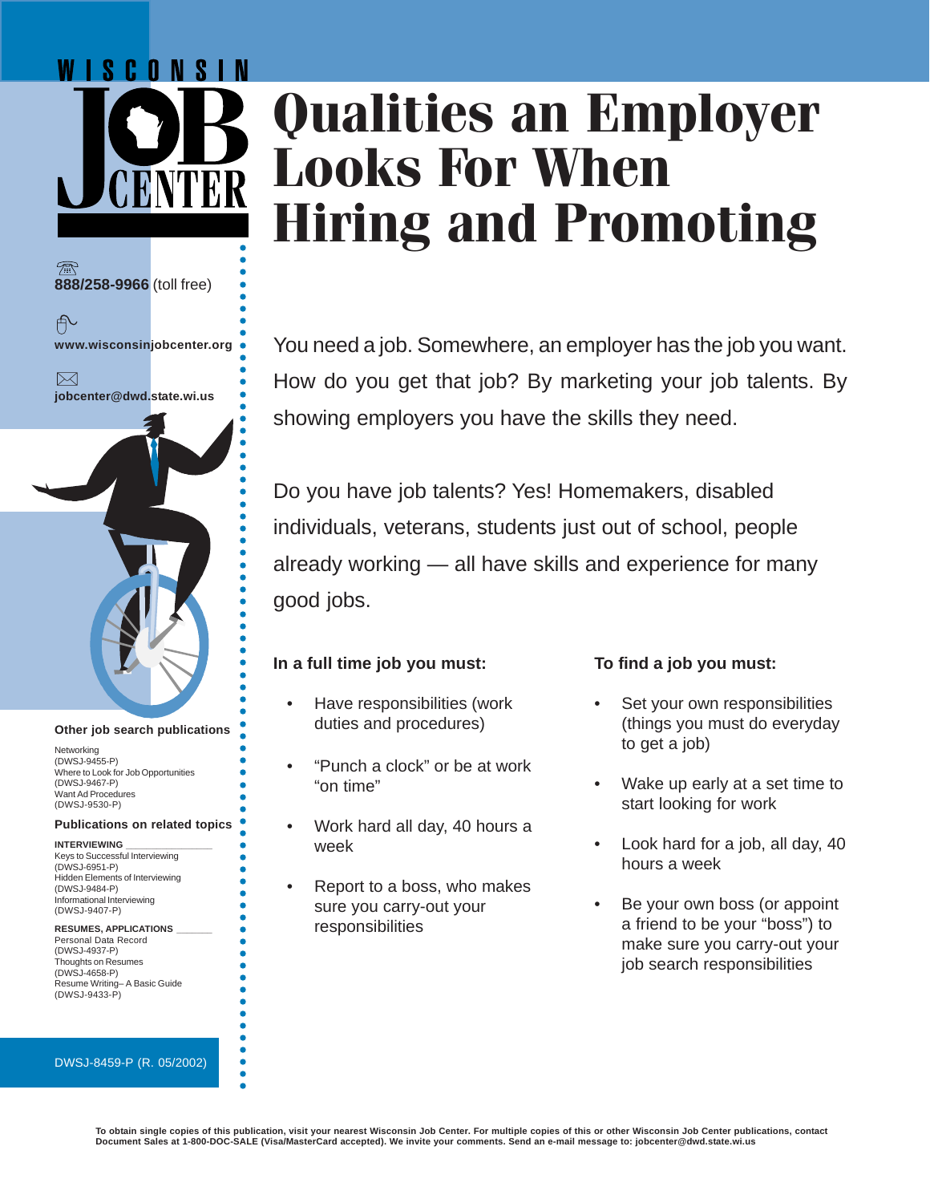# Qualities an Employer Looks For When Hiring and Promoting

WISCONSIN JOB CENTER

888/258-9966 (toll free)

www.wisconsinjobcenter.org

jobcenter@dwd.state.wi.us

You need a job. Somewhere, an employer has the job you want. How do you get that job? By marketing your job talents. By showing employers you have the skills they need.

Do you have job talents? Yes! Homemakers, disabled individuals, veterans, students just out of school, people already working — all have skills and experience for many good jobs.

**In a full time job you must:**

- Have responsibilities (work duties and procedures)
- "Punch a clock" or be at work "on time"
- Work hard all day, 40 hours a week
- Report to a boss, who makes sure you carry-out your responsibilities

**To find a job you must:**

- Set your own responsibilities (things you must do everyday to get a job)
- Wake up early at a set time to start looking for work
- Look hard for a job, all day, 40 hours a week
- Be your own boss (or appoint a friend to be your "boss") to make sure you carry-out your job search responsibilities

**Other job search publications**

Networking
(DWSJ-9455-P)
Where to Look for Job Opportunities
(DWSJ-9467-P)
Want Ad Procedures
(DWSJ-9530-P)

**Publications on related topics**

INTERVIEWING

Keys to Successful Interviewing
(DWSJ-6951-P)
Hidden Elements of Interviewing
(DWSJ-9484-P)
Informational Interviewing
(DWSJ-9407-P)

RESUMES, APPLICATIONS

Personal Data Record
(DWSJ-4937-P)
Thoughts on Resumes
(DWSJ-4658-P)
Resume Writing– A Basic Guide
(DWSJ-9433-P)

DWSJ-8459-P (R. 05/2002)

To obtain single copies of this publication, visit your nearest Wisconsin Job Center. For multiple copies of this or other Wisconsin Job Center publications, contact Document Sales at 1-800-DOC-SALE (Visa/MasterCard accepted). We invite your comments. Send an e-mail message to: jobcenter@dwd.state.wi.us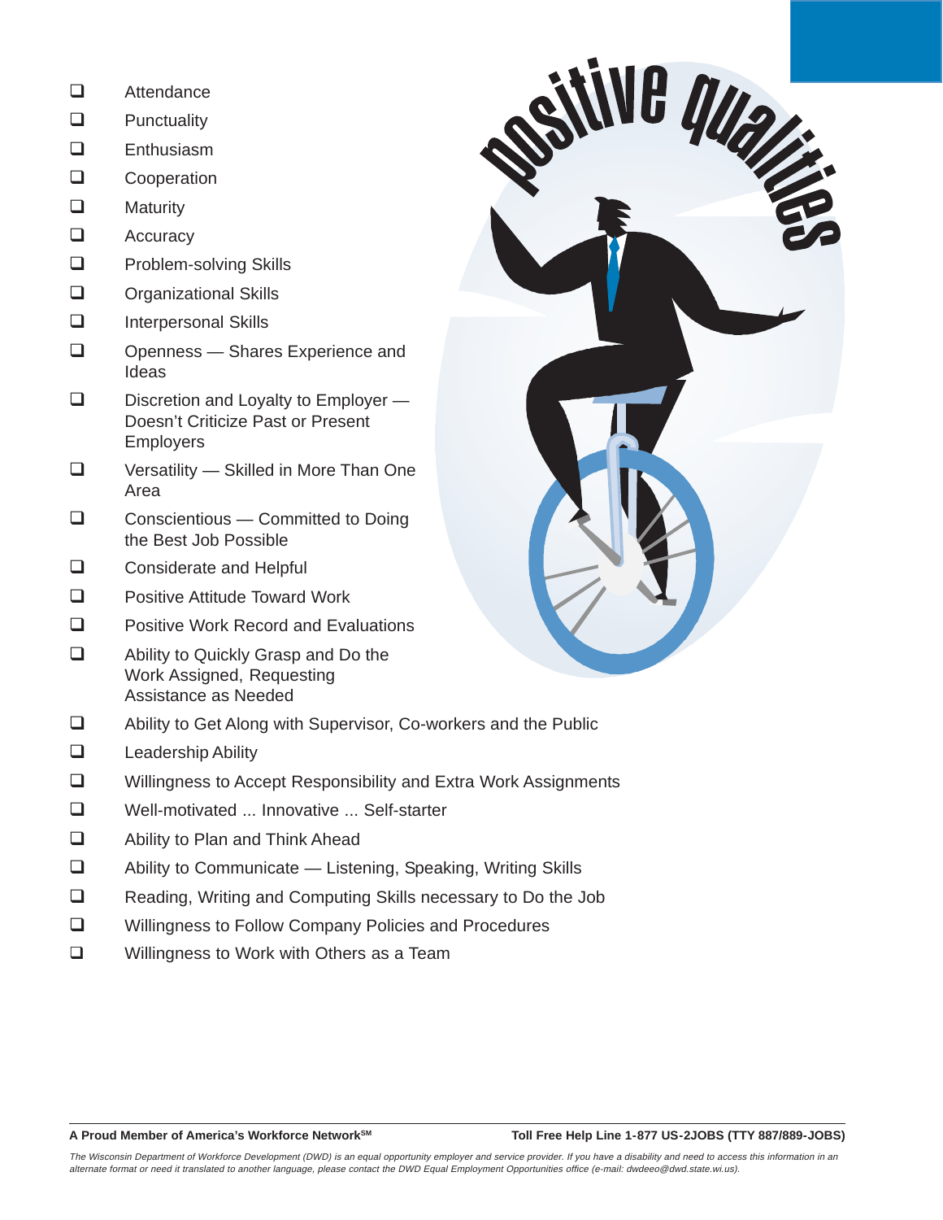# positive qualities

- ❑ Attendance
- ❑ Punctuality
- ❑ Enthusiasm
- ❑ Cooperation
- ❑ Maturity
- ❑ Accuracy
- ❑ Problem-solving Skills
- ❑ Organizational Skills
- ❑ Interpersonal Skills
- ❑ Openness — Shares Experience and Ideas
- ❑ Discretion and Loyalty to Employer — Doesn't Criticize Past or Present Employers
- ❑ Versatility — Skilled in More Than One Area
- ❑ Conscientious — Committed to Doing the Best Job Possible
- ❑ Considerate and Helpful
- ❑ Positive Attitude Toward Work
- ❑ Positive Work Record and Evaluations
- ❑ Ability to Quickly Grasp and Do the Work Assigned, Requesting Assistance as Needed
- ❑ Ability to Get Along with Supervisor, Co-workers and the Public
- ❑ Leadership Ability
- ❑ Willingness to Accept Responsibility and Extra Work Assignments
- ❑ Well-motivated ... Innovative ... Self-starter
- ❑ Ability to Plan and Think Ahead
- ❑ Ability to Communicate — Listening, Speaking, Writing Skills
- ❑ Reading, Writing and Computing Skills necessary to Do the Job
- ❑ Willingness to Follow Company Policies and Procedures
- ❑ Willingness to Work with Others as a Team

**A Proud Member of America's Workforce Network[SM]** **Toll Free Help Line 1-877 US-2JOBS (TTY 887/889-JOBS)**

*The Wisconsin Department of Workforce Development (DWD) is an equal opportunity employer and service provider. If you have a disability and need to access this information in an alternate format or need it translated to another language, please contact the DWD Equal Employment Opportunities office (e-mail: dwdeeo@dwd.state.wi.us).*